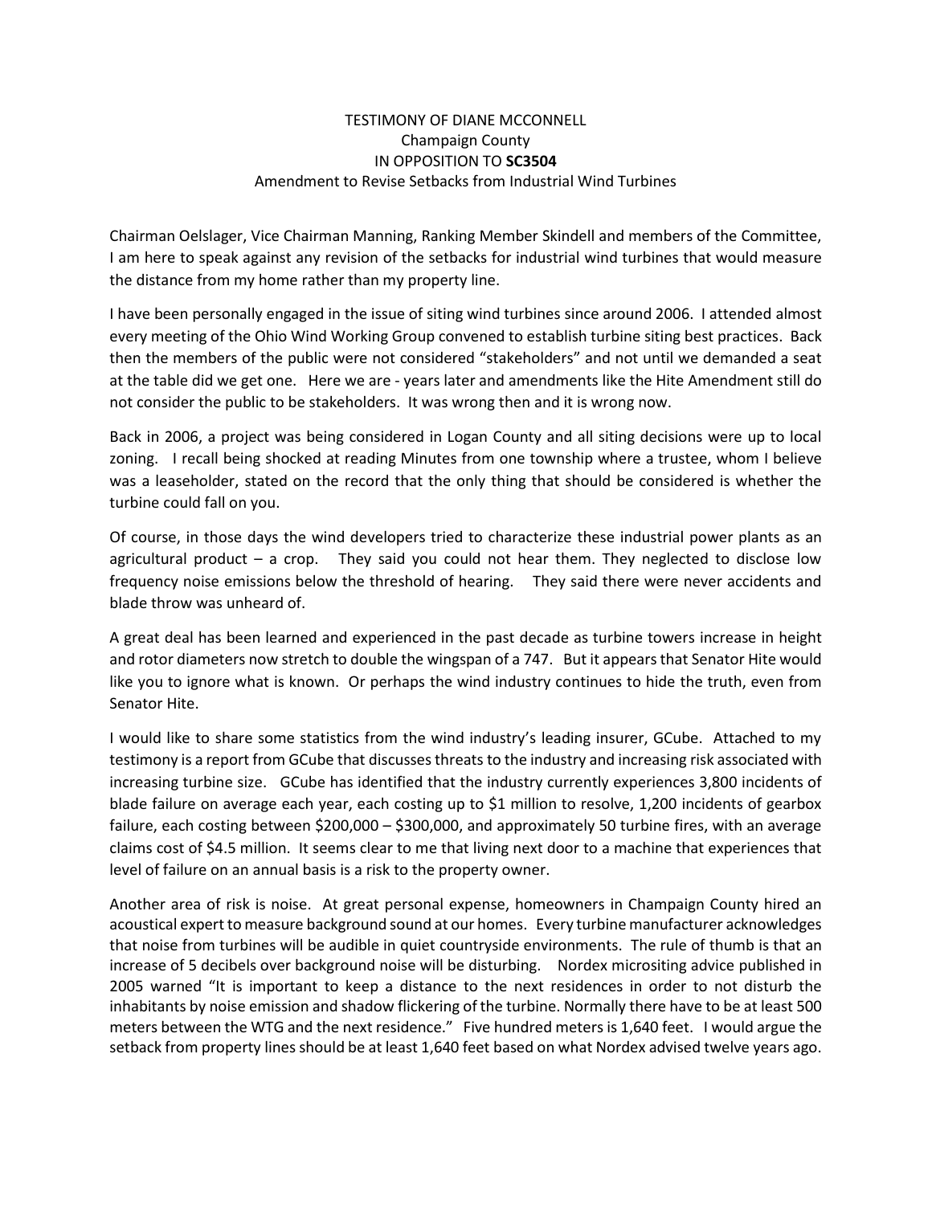# TESTIMONY OF DIANE MCCONNELL
## Champaign County
## IN OPPOSITION TO **SC3504**
## Amendment to Revise Setbacks from Industrial Wind Turbines

Chairman Oelslager, Vice Chairman Manning, Ranking Member Skindell and members of the Committee, I am here to speak against any revision of the setbacks for industrial wind turbines that would measure the distance from my home rather than my property line.

I have been personally engaged in the issue of siting wind turbines since around 2006. I attended almost every meeting of the Ohio Wind Working Group convened to establish turbine siting best practices. Back then the members of the public were not considered "stakeholders" and not until we demanded a seat at the table did we get one. Here we are - years later and amendments like the Hite Amendment still do not consider the public to be stakeholders. It was wrong then and it is wrong now.

Back in 2006, a project was being considered in Logan County and all siting decisions were up to local zoning. I recall being shocked at reading Minutes from one township where a trustee, whom I believe was a leaseholder, stated on the record that the only thing that should be considered is whether the turbine could fall on you.

Of course, in those days the wind developers tried to characterize these industrial power plants as an agricultural product – a crop. They said you could not hear them. They neglected to disclose low frequency noise emissions below the threshold of hearing. They said there were never accidents and blade throw was unheard of.

A great deal has been learned and experienced in the past decade as turbine towers increase in height and rotor diameters now stretch to double the wingspan of a 747. But it appears that Senator Hite would like you to ignore what is known. Or perhaps the wind industry continues to hide the truth, even from Senator Hite.

I would like to share some statistics from the wind industry's leading insurer, GCube. Attached to my testimony is a report from GCube that discusses threats to the industry and increasing risk associated with increasing turbine size. GCube has identified that the industry currently experiences 3,800 incidents of blade failure on average each year, each costing up to $1 million to resolve, 1,200 incidents of gearbox failure, each costing between $200,000 – $300,000, and approximately 50 turbine fires, with an average claims cost of $4.5 million. It seems clear to me that living next door to a machine that experiences that level of failure on an annual basis is a risk to the property owner.

Another area of risk is noise. At great personal expense, homeowners in Champaign County hired an acoustical expert to measure background sound at our homes. Every turbine manufacturer acknowledges that noise from turbines will be audible in quiet countryside environments. The rule of thumb is that an increase of 5 decibels over background noise will be disturbing. Nordex micrositing advice published in 2005 warned "It is important to keep a distance to the next residences in order to not disturb the inhabitants by noise emission and shadow flickering of the turbine. Normally there have to be at least 500 meters between the WTG and the next residence." Five hundred meters is 1,640 feet. I would argue the setback from property lines should be at least 1,640 feet based on what Nordex advised twelve years ago.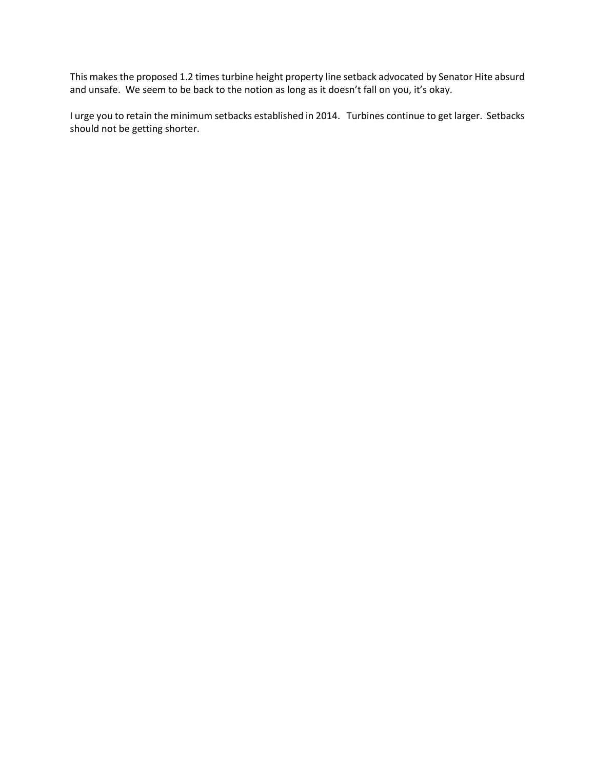This makes the proposed 1.2 times turbine height property line setback advocated by Senator Hite absurd and unsafe. We seem to be back to the notion as long as it doesn't fall on you, it's okay.

I urge you to retain the minimum setbacks established in 2014. Turbines continue to get larger. Setbacks should not be getting shorter.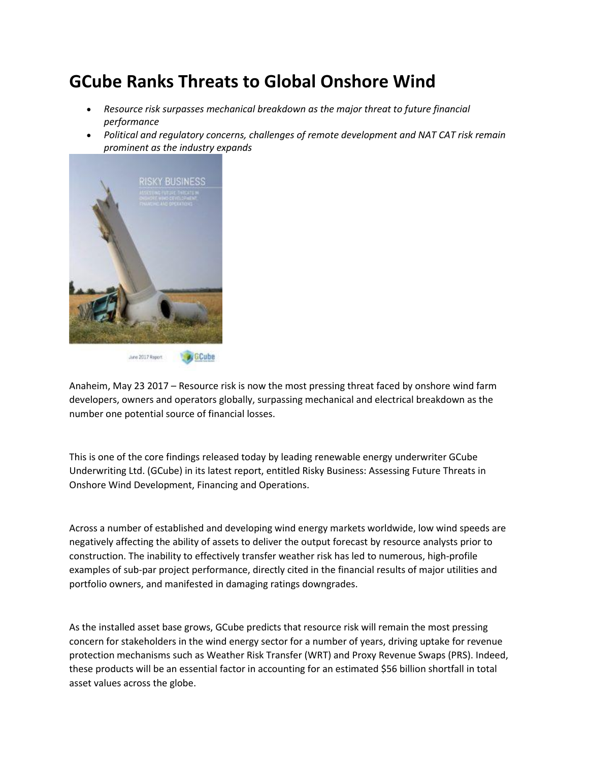# GCube Ranks Threats to Global Onshore Wind

- *Resource risk surpasses mechanical breakdown as the major threat to future financial performance*
- *Political and regulatory concerns, challenges of remote development and NAT CAT risk remain prominent as the industry expands*

Anaheim, May 23 2017 – Resource risk is now the most pressing threat faced by onshore wind farm developers, owners and operators globally, surpassing mechanical and electrical breakdown as the number one potential source of financial losses.

This is one of the core findings released today by leading renewable energy underwriter GCube Underwriting Ltd. (GCube) in its latest report, entitled Risky Business: Assessing Future Threats in Onshore Wind Development, Financing and Operations.

Across a number of established and developing wind energy markets worldwide, low wind speeds are negatively affecting the ability of assets to deliver the output forecast by resource analysts prior to construction. The inability to effectively transfer weather risk has led to numerous, high-profile examples of sub-par project performance, directly cited in the financial results of major utilities and portfolio owners, and manifested in damaging ratings downgrades.

As the installed asset base grows, GCube predicts that resource risk will remain the most pressing concern for stakeholders in the wind energy sector for a number of years, driving uptake for revenue protection mechanisms such as Weather Risk Transfer (WRT) and Proxy Revenue Swaps (PRS). Indeed, these products will be an essential factor in accounting for an estimated $56 billion shortfall in total asset values across the globe.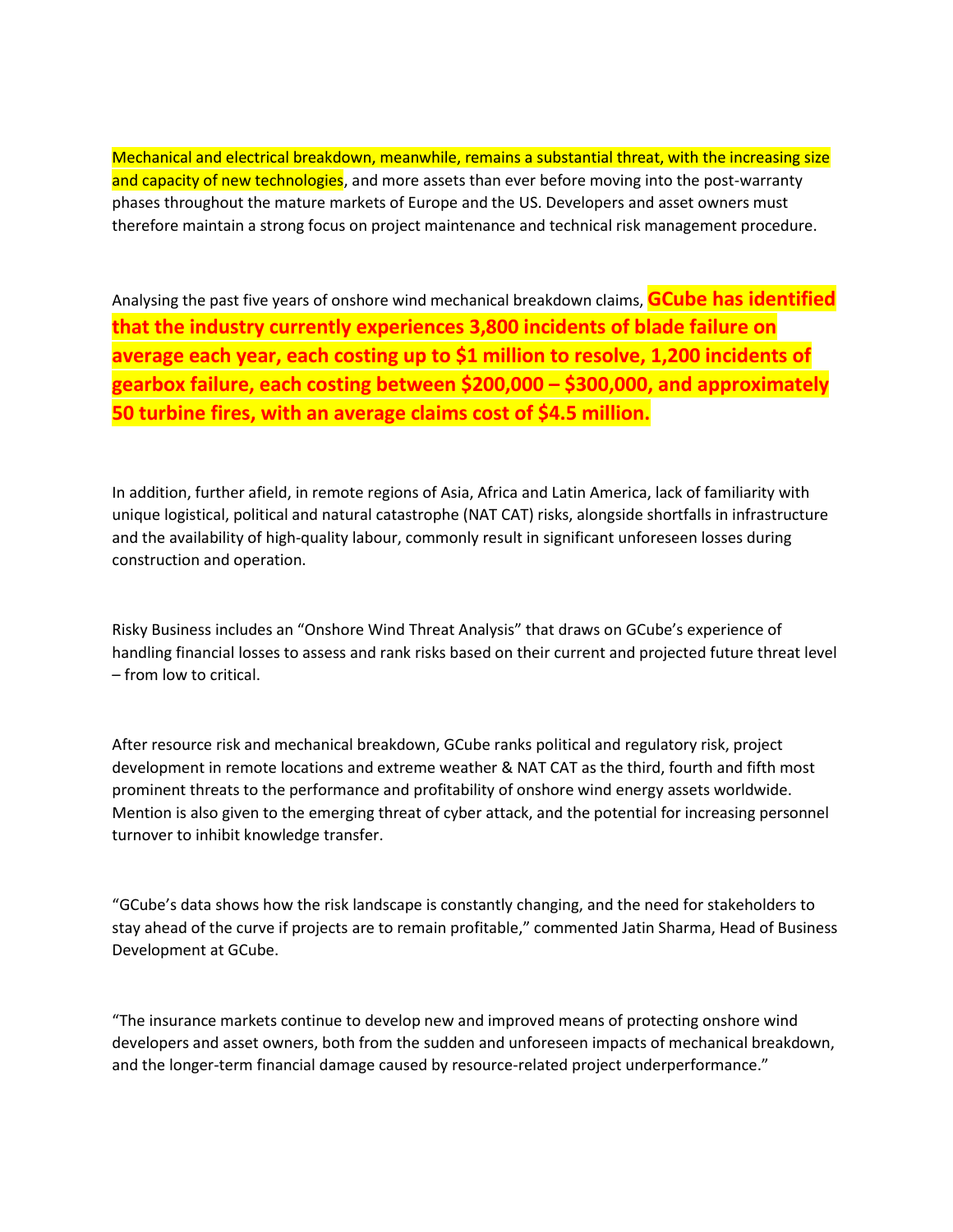Mechanical and electrical breakdown, meanwhile, remains a substantial threat, with the increasing size and capacity of new technologies, and more assets than ever before moving into the post-warranty phases throughout the mature markets of Europe and the US. Developers and asset owners must therefore maintain a strong focus on project maintenance and technical risk management procedure.

Analysing the past five years of onshore wind mechanical breakdown claims, **GCube has identified that the industry currently experiences 3,800 incidents of blade failure on average each year, each costing up to $1 million to resolve, 1,200 incidents of gearbox failure, each costing between $200,000 – $300,000, and approximately 50 turbine fires, with an average claims cost of $4.5 million.**

In addition, further afield, in remote regions of Asia, Africa and Latin America, lack of familiarity with unique logistical, political and natural catastrophe (NAT CAT) risks, alongside shortfalls in infrastructure and the availability of high-quality labour, commonly result in significant unforeseen losses during construction and operation.

Risky Business includes an "Onshore Wind Threat Analysis" that draws on GCube's experience of handling financial losses to assess and rank risks based on their current and projected future threat level – from low to critical.

After resource risk and mechanical breakdown, GCube ranks political and regulatory risk, project development in remote locations and extreme weather & NAT CAT as the third, fourth and fifth most prominent threats to the performance and profitability of onshore wind energy assets worldwide. Mention is also given to the emerging threat of cyber attack, and the potential for increasing personnel turnover to inhibit knowledge transfer.

"GCube's data shows how the risk landscape is constantly changing, and the need for stakeholders to stay ahead of the curve if projects are to remain profitable," commented Jatin Sharma, Head of Business Development at GCube.

"The insurance markets continue to develop new and improved means of protecting onshore wind developers and asset owners, both from the sudden and unforeseen impacts of mechanical breakdown, and the longer-term financial damage caused by resource-related project underperformance."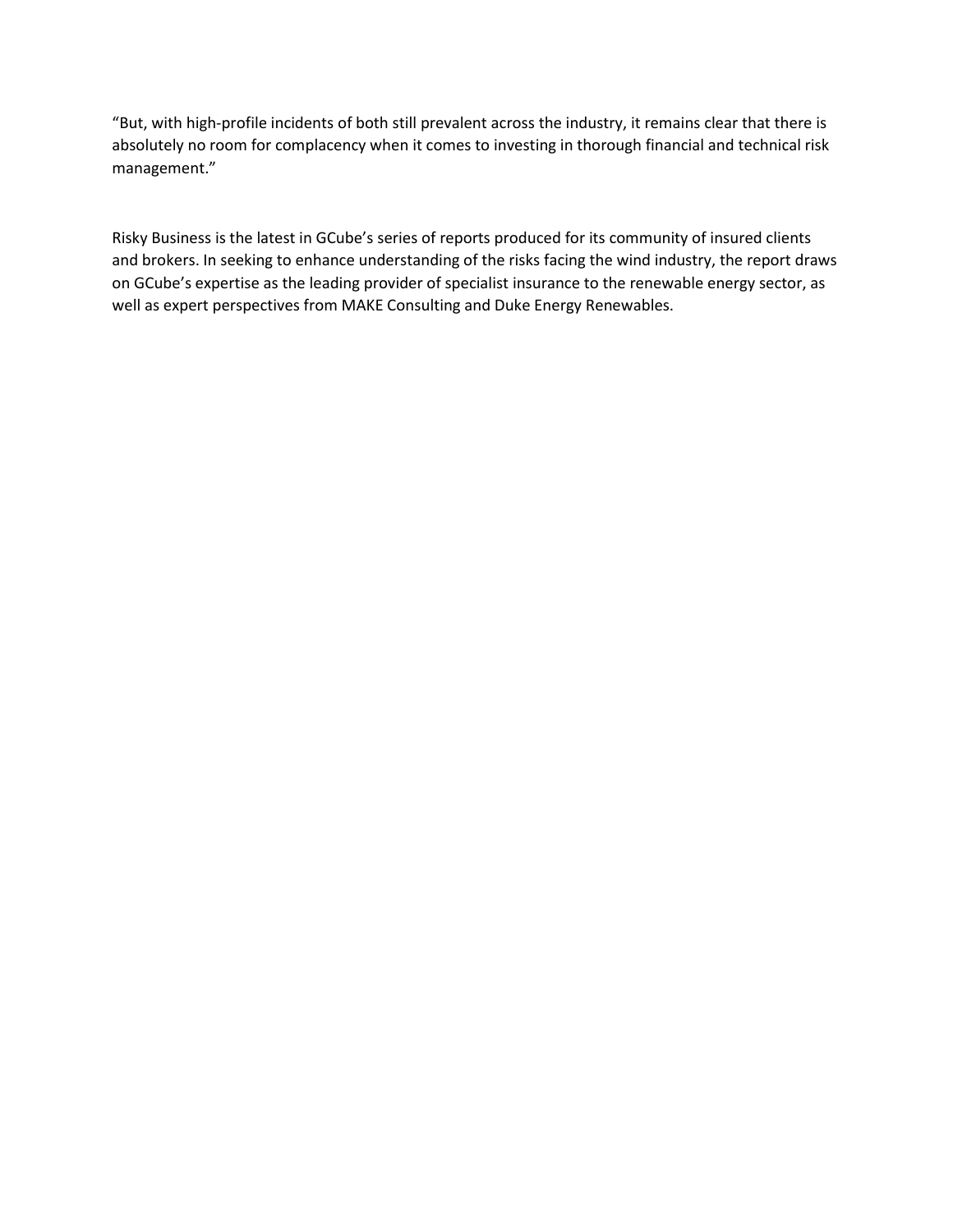"But, with high-profile incidents of both still prevalent across the industry, it remains clear that there is absolutely no room for complacency when it comes to investing in thorough financial and technical risk management."

Risky Business is the latest in GCube's series of reports produced for its community of insured clients and brokers. In seeking to enhance understanding of the risks facing the wind industry, the report draws on GCube's expertise as the leading provider of specialist insurance to the renewable energy sector, as well as expert perspectives from MAKE Consulting and Duke Energy Renewables.